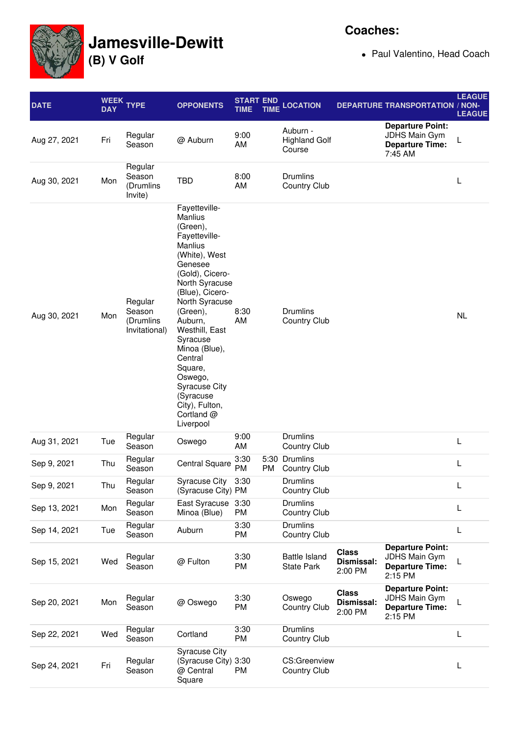# Jamesville-Dewitt

## (B) V Golf

**Coaches:**

- Paul Valentino, Head Coach

| DATE | WEEK DAY | TYPE | OPPONENTS | START TIME | END TIME | LOCATION | DEPARTURE | TRANSPORTATION | LEAGUE / NON-LEAGUE |
|---|---|---|---|---|---|---|---|---|---|
| Aug 27, 2021 | Fri | Regular Season | @ Auburn | 9:00 AM | | Auburn - Highland Golf Course | | **Departure Point:** JDHS Main Gym **Departure Time:** 7:45 AM | L |
| Aug 30, 2021 | Mon | Regular Season (Drumlins Invite) | TBD | 8:00 AM | | Drumlins Country Club | | | L |
| Aug 30, 2021 | Mon | Regular Season (Drumlins Invitational) | Fayetteville-Manlius (Green), Fayetteville-Manlius (White), West Genesee (Gold), Cicero-North Syracuse (Blue), Cicero-North Syracuse (Green), Auburn, Westhill, East Syracuse Minoa (Blue), Central Square, Oswego, Syracuse City (Syracuse City), Fulton, Cortland @ Liverpool | 8:30 AM | | Drumlins Country Club | | | NL |
| Aug 31, 2021 | Tue | Regular Season | Oswego | 9:00 AM | | Drumlins Country Club | | | L |
| Sep 9, 2021 | Thu | Regular Season | Central Square | 3:30 PM | 5:30 PM | Drumlins Country Club | | | L |
| Sep 9, 2021 | Thu | Regular Season | Syracuse City (Syracuse City) | 3:30 PM | | Drumlins Country Club | | | L |
| Sep 13, 2021 | Mon | Regular Season | East Syracuse Minoa (Blue) | 3:30 PM | | Drumlins Country Club | | | L |
| Sep 14, 2021 | Tue | Regular Season | Auburn | 3:30 PM | | Drumlins Country Club | | | L |
| Sep 15, 2021 | Wed | Regular Season | @ Fulton | 3:30 PM | | Battle Island State Park | **Class Dismissal:** 2:00 PM | **Departure Point:** JDHS Main Gym **Departure Time:** 2:15 PM | L |
| Sep 20, 2021 | Mon | Regular Season | @ Oswego | 3:30 PM | | Oswego Country Club | **Class Dismissal:** 2:00 PM | **Departure Point:** JDHS Main Gym **Departure Time:** 2:15 PM | L |
| Sep 22, 2021 | Wed | Regular Season | Cortland | 3:30 PM | | Drumlins Country Club | | | L |
| Sep 24, 2021 | Fri | Regular Season | Syracuse City (Syracuse City) @ Central Square | 3:30 PM | | CS:Greenview Country Club | | | L |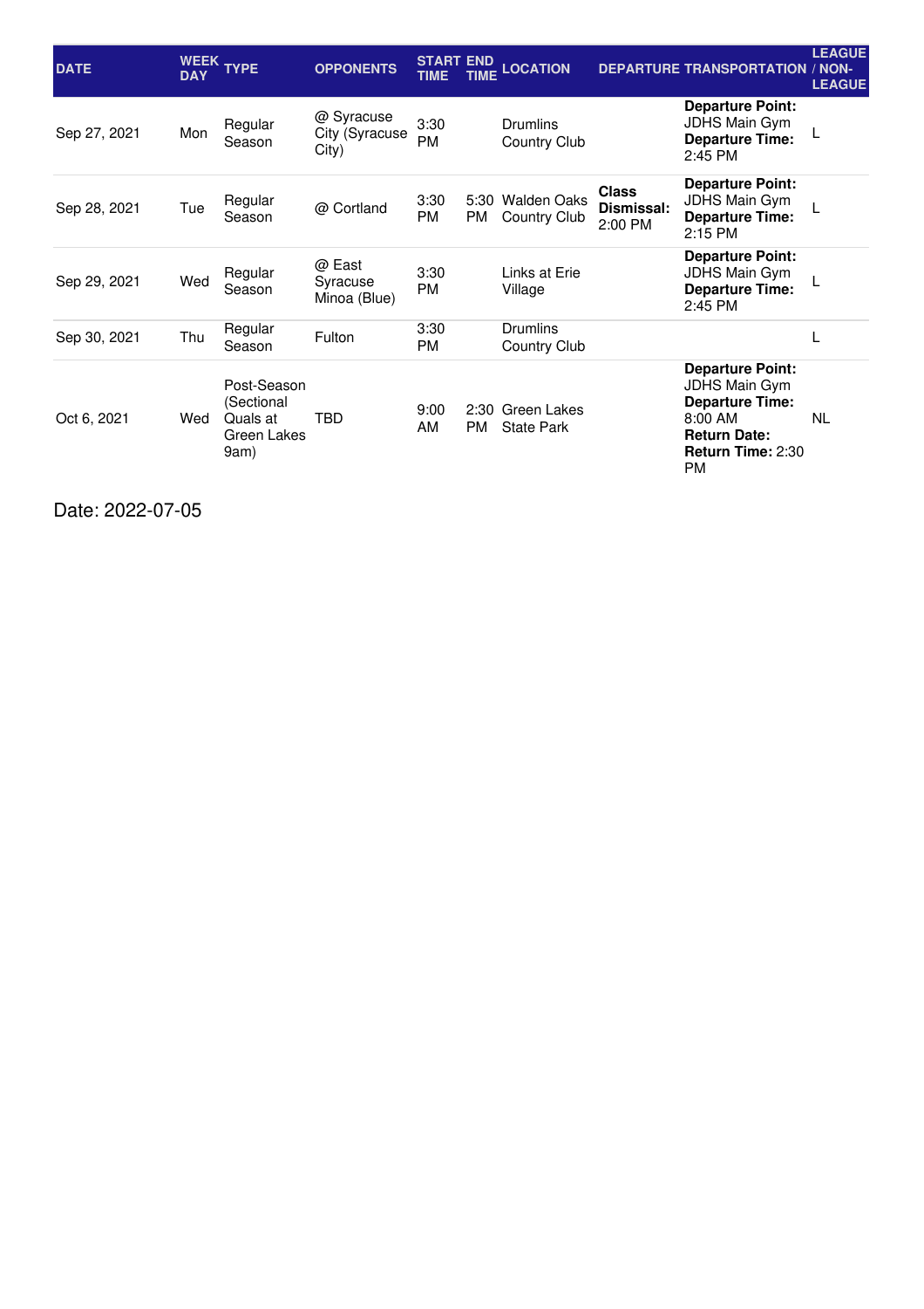| DATE | WEEK DAY | TYPE | OPPONENTS | START TIME | END TIME | LOCATION | DEPARTURE | TRANSPORTATION | LEAGUE / NON-LEAGUE |
|---|---|---|---|---|---|---|---|---|---|
| Sep 27, 2021 | Mon | Regular Season | @ Syracuse City (Syracuse City) | 3:30 PM | | Drumlins Country Club | | **Departure Point:** JDHS Main Gym **Departure Time:** 2:45 PM | L |
| Sep 28, 2021 | Tue | Regular Season | @ Cortland | 3:30 PM | 5:30 PM | Walden Oaks Country Club | **Class Dismissal:** 2:00 PM | **Departure Point:** JDHS Main Gym **Departure Time:** 2:15 PM | L |
| Sep 29, 2021 | Wed | Regular Season | @ East Syracuse Minoa (Blue) | 3:30 PM | | Links at Erie Village | | **Departure Point:** JDHS Main Gym **Departure Time:** 2:45 PM | L |
| Sep 30, 2021 | Thu | Regular Season | Fulton | 3:30 PM | | Drumlins Country Club | | | L |
| Oct 6, 2021 | Wed | Post-Season (Sectional Quals at Green Lakes 9am) | TBD | 9:00 AM | 2:30 PM | Green Lakes State Park | | **Departure Point:** JDHS Main Gym **Departure Time:** 8:00 AM **Return Date:** **Return Time:** 2:30 PM | NL |

Date: 2022-07-05